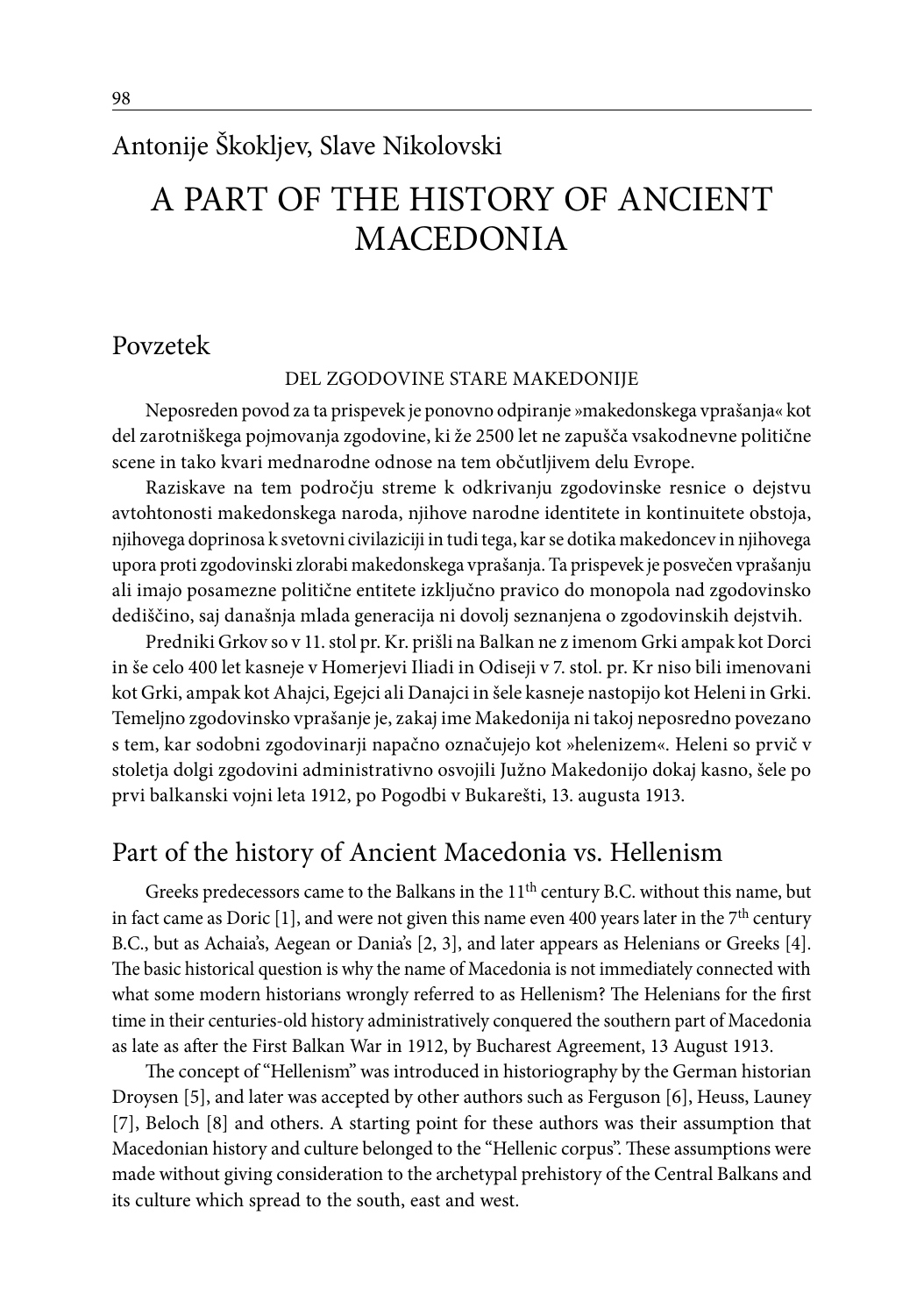Antonije Škokljev, Slave Nikolovski

# A PART OF THE HISTORY OF ANCIENT MACEDONIA

## Povzetek

DEL ZGODOVINE STARE MAKEDONIJE

Neposreden povod za ta prispevek je ponovno odpiranje »makedonskega vprašanja« kot del zarotniškega pojmovanja zgodovine, ki že 2500 let ne zapušča vsakodnevne politične scene in tako kvari mednarodne odnose na tem občutljivem delu Evrope.

Raziskave na tem področju streme k odkrivanju zgodovinske resnice o dejstvu avtohtonosti makedonskega naroda, njihove narodne identitete in kontinuitete obstoja, njihovega doprinosa k svetovni civilaziciji in tudi tega, kar se dotika makedoncev in njihovega upora proti zgodovinski zlorabi makedonskega vprašanja. Ta prispevek je posvečen vprašanju ali imajo posamezne politične entitete izključno pravico do monopola nad zgodovinsko dediščino, saj današnja mlada generacija ni dovolj seznanjena o zgodovinskih dejstvih.

Predniki Grkov so v 11. stol pr. Kr. prišli na Balkan ne z imenom Grki ampak kot Dorci in še celo 400 let kasneje v Homerjevi Iliadi in Odiseji v 7. stol. pr. Kr niso bili imenovani kot Grki, ampak kot Ahajci, Egejci ali Danajci in šele kasneje nastopijo kot Heleni in Grki. Temeljno zgodovinsko vprašanje je, zakaj ime Makedonija ni takoj neposredno povezano s tem, kar sodobni zgodovinarji napačno označujejo kot »helenizem«. Heleni so prvič v stoletja dolgi zgodovini administrativno osvojili Južno Makedonijo dokaj kasno, šele po prvi balkanski vojni leta 1912, po Pogodbi v Bukarešti, 13. augusta 1913.

## Part of the history of Ancient Macedonia vs. Hellenism

Greeks predecessors came to the Balkans in the 11th century B.C. without this name, but in fact came as Doric [1], and were not given this name even 400 years later in the 7th century B.C., but as Achaia's, Aegean or Dania's [2, 3], and later appears as Helenians or Greeks [4]. The basic historical question is why the name of Macedonia is not immediately connected with what some modern historians wrongly referred to as Hellenism? The Helenians for the first time in their centuries-old history administratively conquered the southern part of Macedonia as late as after the First Balkan War in 1912, by Bucharest Agreement, 13 August 1913.

The concept of "Hellenism" was introduced in historiography by the German historian Droysen [5], and later was accepted by other authors such as Ferguson [6], Heuss, Launey [7], Beloch [8] and others. A starting point for these authors was their assumption that Macedonian history and culture belonged to the "Hellenic corpus". These assumptions were made without giving consideration to the archetypal prehistory of the Central Balkans and its culture which spread to the south, east and west.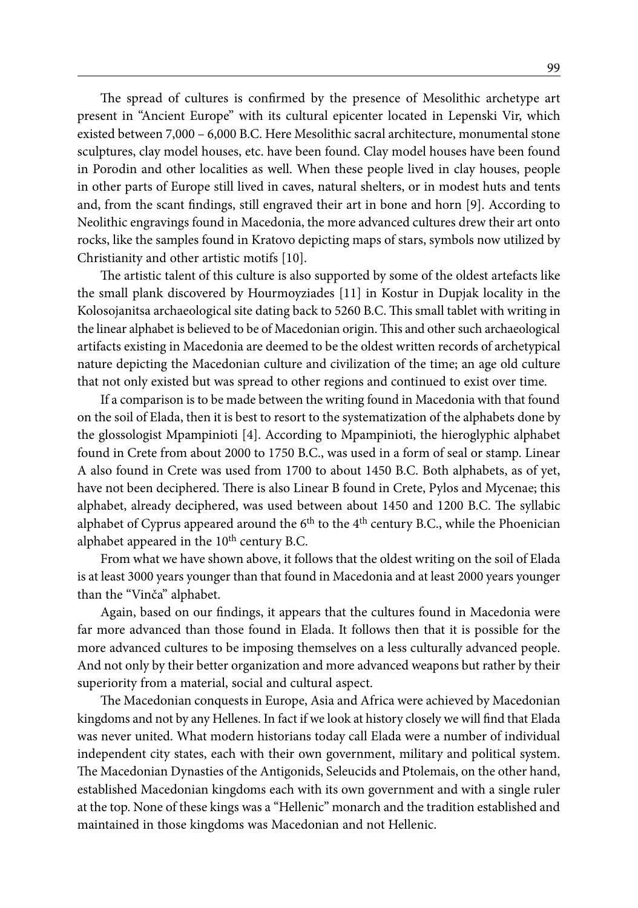The spread of cultures is confirmed by the presence of Mesolithic archetype art present in "Ancient Europe" with its cultural epicenter located in Lepenski Vir, which existed between 7,000 – 6,000 B.C. Here Mesolithic sacral architecture, monumental stone sculptures, clay model houses, etc. have been found. Clay model houses have been found in Porodin and other localities as well. When these people lived in clay houses, people in other parts of Europe still lived in caves, natural shelters, or in modest huts and tents and, from the scant findings, still engraved their art in bone and horn [9]. According to Neolithic engravings found in Macedonia, the more advanced cultures drew their art onto rocks, like the samples found in Kratovo depicting maps of stars, symbols now utilized by Christianity and other artistic motifs [10].

The artistic talent of this culture is also supported by some of the oldest artefacts like the small plank discovered by Hourmoyziades [11] in Kostur in Dupjak locality in the Kolosojanitsa archaeological site dating back to 5260 B.C. This small tablet with writing in the linear alphabet is believed to be of Macedonian origin. This and other such archaeological artifacts existing in Macedonia are deemed to be the oldest written records of archetypical nature depicting the Macedonian culture and civilization of the time; an age old culture that not only existed but was spread to other regions and continued to exist over time.

If a comparison is to be made between the writing found in Macedonia with that found on the soil of Elada, then it is best to resort to the systematization of the alphabets done by the glossologist Mpampinioti [4]. According to Mpampinioti, the hieroglyphic alphabet found in Crete from about 2000 to 1750 B.C., was used in a form of seal or stamp. Linear A also found in Crete was used from 1700 to about 1450 B.C. Both alphabets, as of yet, have not been deciphered. There is also Linear B found in Crete, Pylos and Mycenae; this alphabet, already deciphered, was used between about 1450 and 1200 B.C. The syllabic alphabet of Cyprus appeared around the 6th to the 4th century B.C., while the Phoenician alphabet appeared in the 10th century B.C.

From what we have shown above, it follows that the oldest writing on the soil of Elada is at least 3000 years younger than that found in Macedonia and at least 2000 years younger than the "Vinča" alphabet.

Again, based on our findings, it appears that the cultures found in Macedonia were far more advanced than those found in Elada. It follows then that it is possible for the more advanced cultures to be imposing themselves on a less culturally advanced people. And not only by their better organization and more advanced weapons but rather by their superiority from a material, social and cultural aspect.

The Macedonian conquests in Europe, Asia and Africa were achieved by Macedonian kingdoms and not by any Hellenes. In fact if we look at history closely we will find that Elada was never united. What modern historians today call Elada were a number of individual independent city states, each with their own government, military and political system. The Macedonian Dynasties of the Antigonids, Seleucids and Ptolemais, on the other hand, established Macedonian kingdoms each with its own government and with a single ruler at the top. None of these kings was a "Hellenic" monarch and the tradition established and maintained in those kingdoms was Macedonian and not Hellenic.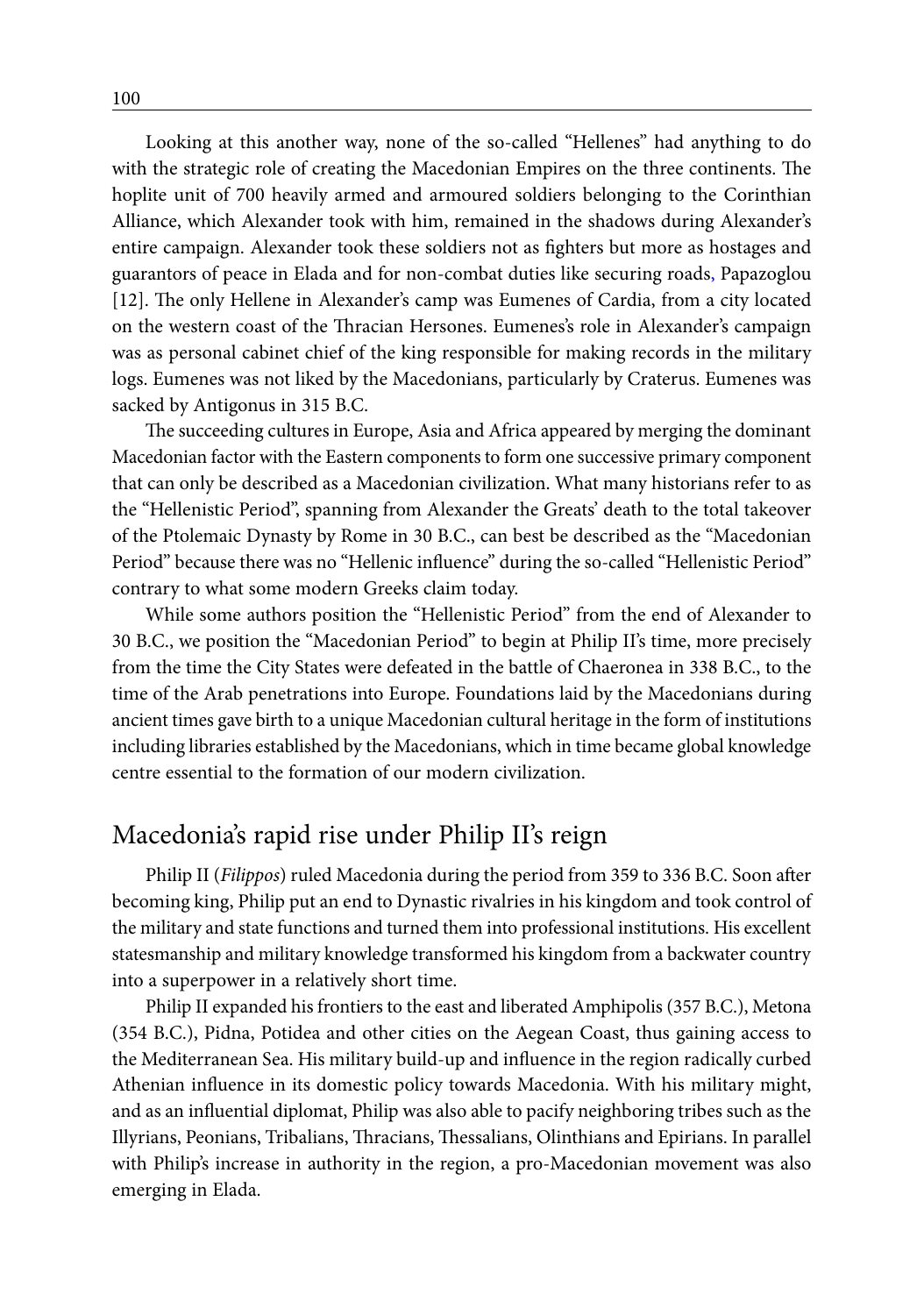Looking at this another way, none of the so-called "Hellenes" had anything to do with the strategic role of creating the Macedonian Empires on the three continents. The hoplite unit of 700 heavily armed and armoured soldiers belonging to the Corinthian Alliance, which Alexander took with him, remained in the shadows during Alexander's entire campaign. Alexander took these soldiers not as fighters but more as hostages and guarantors of peace in Elada and for non-combat duties like securing roads, Papazoglou [12]. The only Hellene in Alexander's camp was Eumenes of Cardia, from a city located on the western coast of the Thracian Hersones. Eumenes's role in Alexander's campaign was as personal cabinet chief of the king responsible for making records in the military logs. Eumenes was not liked by the Macedonians, particularly by Craterus. Eumenes was sacked by Antigonus in 315 B.C.

The succeeding cultures in Europe, Asia and Africa appeared by merging the dominant Macedonian factor with the Eastern components to form one successive primary component that can only be described as a Macedonian civilization. What many historians refer to as the "Hellenistic Period", spanning from Alexander the Greats' death to the total takeover of the Ptolemaic Dynasty by Rome in 30 B.C., can best be described as the "Macedonian Period" because there was no "Hellenic influence" during the so-called "Hellenistic Period" contrary to what some modern Greeks claim today.

While some authors position the "Hellenistic Period" from the end of Alexander to 30 B.C., we position the "Macedonian Period" to begin at Philip II's time, more precisely from the time the City States were defeated in the battle of Chaeronea in 338 B.C., to the time of the Arab penetrations into Europe. Foundations laid by the Macedonians during ancient times gave birth to a unique Macedonian cultural heritage in the form of institutions including libraries established by the Macedonians, which in time became global knowledge centre essential to the formation of our modern civilization.

## Macedonia's rapid rise under Philip II's reign

Philip II (*Filippos*) ruled Macedonia during the period from 359 to 336 B.C. Soon after becoming king, Philip put an end to Dynastic rivalries in his kingdom and took control of the military and state functions and turned them into professional institutions. His excellent statesmanship and military knowledge transformed his kingdom from a backwater country into a superpower in a relatively short time.

Philip II expanded his frontiers to the east and liberated Amphipolis (357 B.C.), Metona (354 B.C.), Pidna, Potidea and other cities on the Aegean Coast, thus gaining access to the Mediterranean Sea. His military build-up and influence in the region radically curbed Athenian influence in its domestic policy towards Macedonia. With his military might, and as an influential diplomat, Philip was also able to pacify neighboring tribes such as the Illyrians, Peonians, Tribalians, Thracians, Thessalians, Olinthians and Epirians. In parallel with Philip's increase in authority in the region, a pro-Macedonian movement was also emerging in Elada.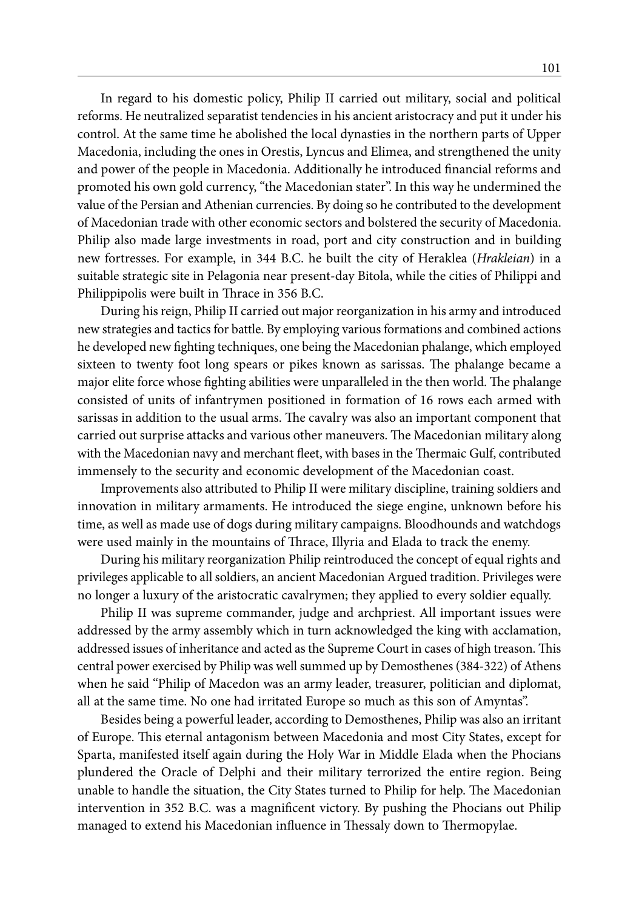In regard to his domestic policy, Philip II carried out military, social and political reforms. He neutralized separatist tendencies in his ancient aristocracy and put it under his control. At the same time he abolished the local dynasties in the northern parts of Upper Macedonia, including the ones in Orestis, Lyncus and Elimea, and strengthened the unity and power of the people in Macedonia. Additionally he introduced financial reforms and promoted his own gold currency, "the Macedonian stater". In this way he undermined the value of the Persian and Athenian currencies. By doing so he contributed to the development of Macedonian trade with other economic sectors and bolstered the security of Macedonia. Philip also made large investments in road, port and city construction and in building new fortresses. For example, in 344 B.C. he built the city of Heraklea (*Hrakleian*) in a suitable strategic site in Pelagonia near present-day Bitola, while the cities of Philippi and Philippipolis were built in Thrace in 356 B.C.

During his reign, Philip II carried out major reorganization in his army and introduced new strategies and tactics for battle. By employing various formations and combined actions he developed new fighting techniques, one being the Macedonian phalange, which employed sixteen to twenty foot long spears or pikes known as sarissas. The phalange became a major elite force whose fighting abilities were unparalleled in the then world. The phalange consisted of units of infantrymen positioned in formation of 16 rows each armed with sarissas in addition to the usual arms. The cavalry was also an important component that carried out surprise attacks and various other maneuvers. The Macedonian military along with the Macedonian navy and merchant fleet, with bases in the Thermaic Gulf, contributed immensely to the security and economic development of the Macedonian coast.

Improvements also attributed to Philip II were military discipline, training soldiers and innovation in military armaments. He introduced the siege engine, unknown before his time, as well as made use of dogs during military campaigns. Bloodhounds and watchdogs were used mainly in the mountains of Thrace, Illyria and Elada to track the enemy.

During his military reorganization Philip reintroduced the concept of equal rights and privileges applicable to all soldiers, an ancient Macedonian Argued tradition. Privileges were no longer a luxury of the aristocratic cavalrymen; they applied to every soldier equally.

Philip II was supreme commander, judge and archpriest. All important issues were addressed by the army assembly which in turn acknowledged the king with acclamation, addressed issues of inheritance and acted as the Supreme Court in cases of high treason. This central power exercised by Philip was well summed up by Demosthenes (384-322) of Athens when he said "Philip of Macedon was an army leader, treasurer, politician and diplomat, all at the same time. No one had irritated Europe so much as this son of Amyntas".

Besides being a powerful leader, according to Demosthenes, Philip was also an irritant of Europe. This eternal antagonism between Macedonia and most City States, except for Sparta, manifested itself again during the Holy War in Middle Elada when the Phocians plundered the Oracle of Delphi and their military terrorized the entire region. Being unable to handle the situation, the City States turned to Philip for help. The Macedonian intervention in 352 B.C. was a magnificent victory. By pushing the Phocians out Philip managed to extend his Macedonian influence in Thessaly down to Thermopylae.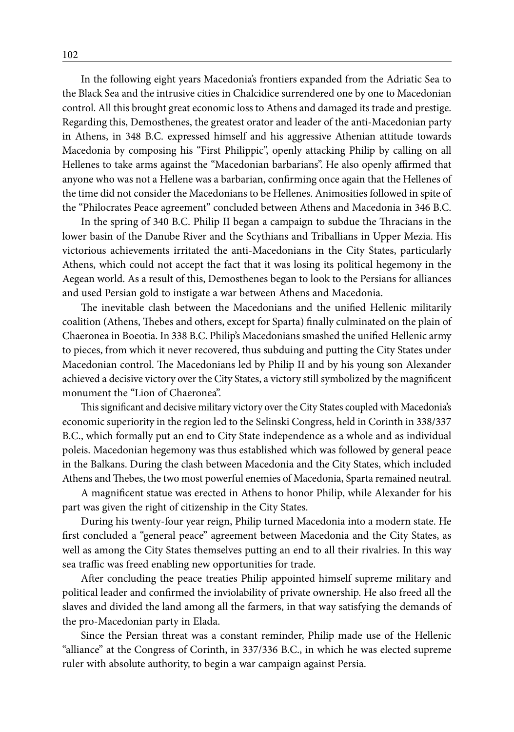In the following eight years Macedonia's frontiers expanded from the Adriatic Sea to the Black Sea and the intrusive cities in Chalcidice surrendered one by one to Macedonian control. All this brought great economic loss to Athens and damaged its trade and prestige. Regarding this, Demosthenes, the greatest orator and leader of the anti-Macedonian party in Athens, in 348 B.C. expressed himself and his aggressive Athenian attitude towards Macedonia by composing his "First Philippic", openly attacking Philip by calling on all Hellenes to take arms against the "Macedonian barbarians". He also openly affirmed that anyone who was not a Hellene was a barbarian, confirming once again that the Hellenes of the time did not consider the Macedonians to be Hellenes. Animosities followed in spite of the "Philocrates Peace agreement" concluded between Athens and Macedonia in 346 B.C.

In the spring of 340 B.C. Philip II began a campaign to subdue the Thracians in the lower basin of the Danube River and the Scythians and Triballians in Upper Mezia. His victorious achievements irritated the anti-Macedonians in the City States, particularly Athens, which could not accept the fact that it was losing its political hegemony in the Aegean world. As a result of this, Demosthenes began to look to the Persians for alliances and used Persian gold to instigate a war between Athens and Macedonia.

The inevitable clash between the Macedonians and the unified Hellenic militarily coalition (Athens, Thebes and others, except for Sparta) finally culminated on the plain of Chaeronea in Boeotia. In 338 B.C. Philip's Macedonians smashed the unified Hellenic army to pieces, from which it never recovered, thus subduing and putting the City States under Macedonian control. The Macedonians led by Philip II and by his young son Alexander achieved a decisive victory over the City States, a victory still symbolized by the magnificent monument the "Lion of Chaeronea".

This significant and decisive military victory over the City States coupled with Macedonia's economic superiority in the region led to the Selinski Congress, held in Corinth in 338/337 B.C., which formally put an end to City State independence as a whole and as individual poleis. Macedonian hegemony was thus established which was followed by general peace in the Balkans. During the clash between Macedonia and the City States, which included Athens and Thebes, the two most powerful enemies of Macedonia, Sparta remained neutral.

A magnificent statue was erected in Athens to honor Philip, while Alexander for his part was given the right of citizenship in the City States.

During his twenty-four year reign, Philip turned Macedonia into a modern state. He first concluded a "general peace" agreement between Macedonia and the City States, as well as among the City States themselves putting an end to all their rivalries. In this way sea traffic was freed enabling new opportunities for trade.

After concluding the peace treaties Philip appointed himself supreme military and political leader and confirmed the inviolability of private ownership. He also freed all the slaves and divided the land among all the farmers, in that way satisfying the demands of the pro-Macedonian party in Elada.

Since the Persian threat was a constant reminder, Philip made use of the Hellenic "alliance" at the Congress of Corinth, in 337/336 B.C., in which he was elected supreme ruler with absolute authority, to begin a war campaign against Persia.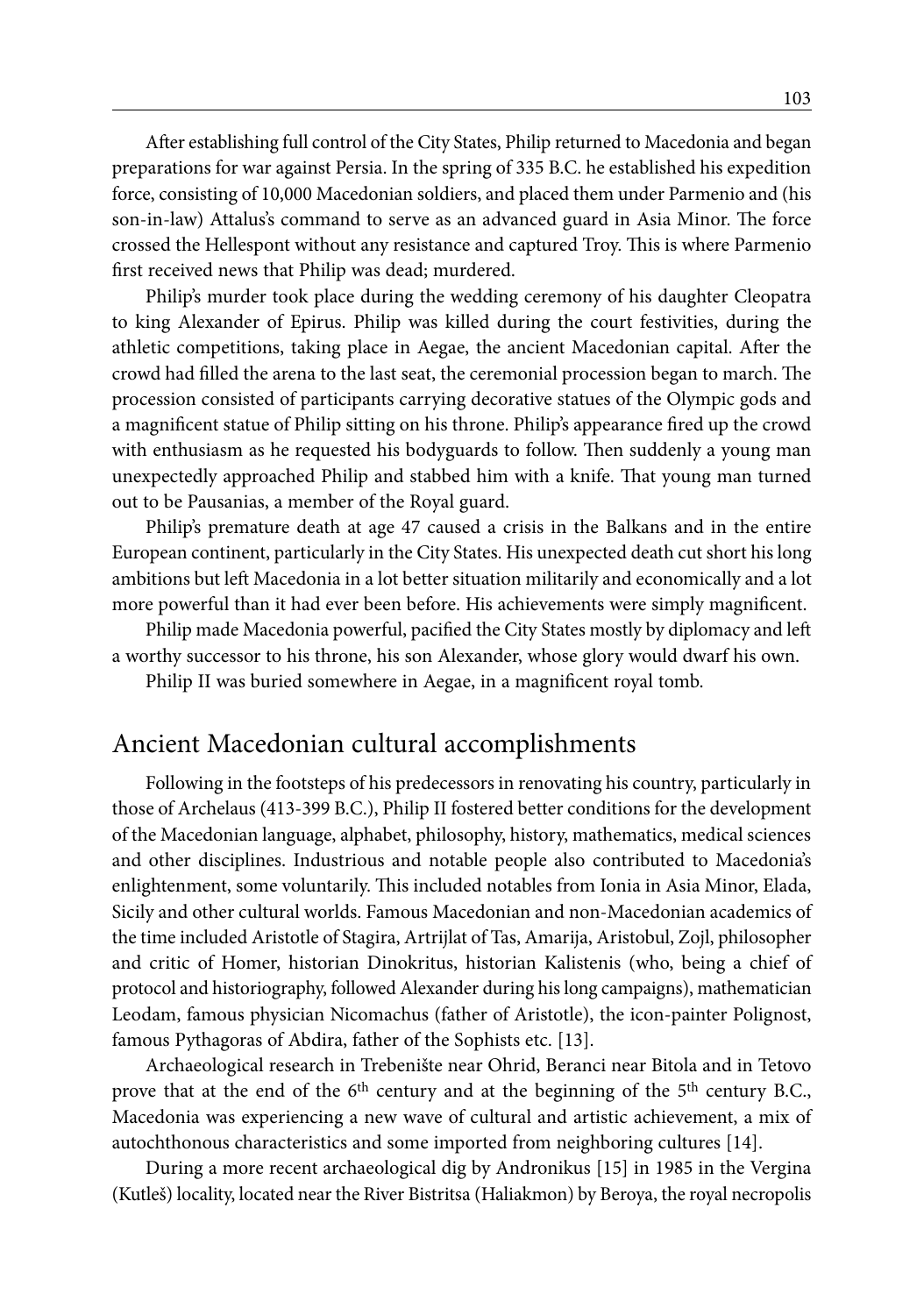After establishing full control of the City States, Philip returned to Macedonia and began preparations for war against Persia. In the spring of 335 B.C. he established his expedition force, consisting of 10,000 Macedonian soldiers, and placed them under Parmenio and (his son-in-law) Attalus's command to serve as an advanced guard in Asia Minor. The force crossed the Hellespont without any resistance and captured Troy. This is where Parmenio first received news that Philip was dead; murdered.

Philip's murder took place during the wedding ceremony of his daughter Cleopatra to king Alexander of Epirus. Philip was killed during the court festivities, during the athletic competitions, taking place in Aegae, the ancient Macedonian capital. After the crowd had filled the arena to the last seat, the ceremonial procession began to march. The procession consisted of participants carrying decorative statues of the Olympic gods and a magnificent statue of Philip sitting on his throne. Philip's appearance fired up the crowd with enthusiasm as he requested his bodyguards to follow. Then suddenly a young man unexpectedly approached Philip and stabbed him with a knife. That young man turned out to be Pausanias, a member of the Royal guard.

Philip's premature death at age 47 caused a crisis in the Balkans and in the entire European continent, particularly in the City States. His unexpected death cut short his long ambitions but left Macedonia in a lot better situation militarily and economically and a lot more powerful than it had ever been before. His achievements were simply magnificent.

Philip made Macedonia powerful, pacified the City States mostly by diplomacy and left a worthy successor to his throne, his son Alexander, whose glory would dwarf his own.

Philip II was buried somewhere in Aegae, in a magnificent royal tomb.

## Ancient Macedonian cultural accomplishments

Following in the footsteps of his predecessors in renovating his country, particularly in those of Archelaus (413-399 B.C.), Philip II fostered better conditions for the development of the Macedonian language, alphabet, philosophy, history, mathematics, medical sciences and other disciplines. Industrious and notable people also contributed to Macedonia's enlightenment, some voluntarily. This included notables from Ionia in Asia Minor, Elada, Sicily and other cultural worlds. Famous Macedonian and non-Macedonian academics of the time included Aristotle of Stagira, Artrijlat of Tas, Amarija, Aristobul, Zojl, philosopher and critic of Homer, historian Dinokritus, historian Kalistenis (who, being a chief of protocol and historiography, followed Alexander during his long campaigns), mathematician Leodam, famous physician Nicomachus (father of Aristotle), the icon-painter Polignost, famous Pythagoras of Abdira, father of the Sophists etc. [13].

Archaeological research in Trebenište near Ohrid, Beranci near Bitola and in Tetovo prove that at the end of the 6th century and at the beginning of the 5th century B.C., Macedonia was experiencing a new wave of cultural and artistic achievement, a mix of autochthonous characteristics and some imported from neighboring cultures [14].

During a more recent archaeological dig by Andronikus [15] in 1985 in the Vergina (Kutleš) locality, located near the River Bistritsa (Haliakmon) by Beroya, the royal necropolis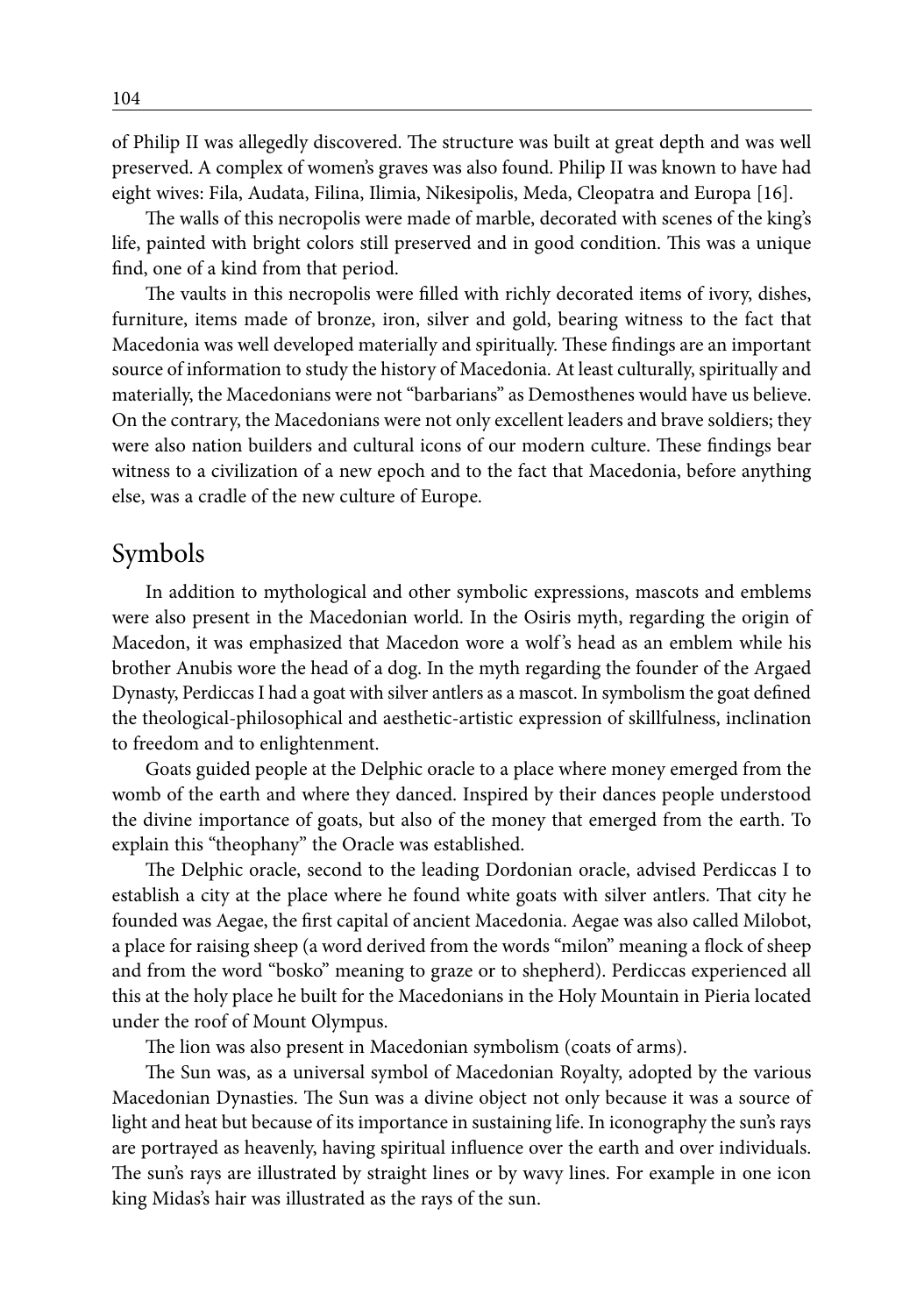of Philip II was allegedly discovered. The structure was built at great depth and was well preserved. A complex of women's graves was also found. Philip II was known to have had eight wives: Fila, Audata, Filina, Ilimia, Nikesipolis, Meda, Cleopatra and Europa [16].

The walls of this necropolis were made of marble, decorated with scenes of the king's life, painted with bright colors still preserved and in good condition. This was a unique find, one of a kind from that period.

The vaults in this necropolis were filled with richly decorated items of ivory, dishes, furniture, items made of bronze, iron, silver and gold, bearing witness to the fact that Macedonia was well developed materially and spiritually. These findings are an important source of information to study the history of Macedonia. At least culturally, spiritually and materially, the Macedonians were not "barbarians" as Demosthenes would have us believe. On the contrary, the Macedonians were not only excellent leaders and brave soldiers; they were also nation builders and cultural icons of our modern culture. These findings bear witness to a civilization of a new epoch and to the fact that Macedonia, before anything else, was a cradle of the new culture of Europe.

## Symbols

In addition to mythological and other symbolic expressions, mascots and emblems were also present in the Macedonian world. In the Osiris myth, regarding the origin of Macedon, it was emphasized that Macedon wore a wolf's head as an emblem while his brother Anubis wore the head of a dog. In the myth regarding the founder of the Argaed Dynasty, Perdiccas I had a goat with silver antlers as a mascot. In symbolism the goat defined the theological-philosophical and aesthetic-artistic expression of skillfulness, inclination to freedom and to enlightenment.

Goats guided people at the Delphic oracle to a place where money emerged from the womb of the earth and where they danced. Inspired by their dances people understood the divine importance of goats, but also of the money that emerged from the earth. To explain this "theophany" the Oracle was established.

The Delphic oracle, second to the leading Dordonian oracle, advised Perdiccas I to establish a city at the place where he found white goats with silver antlers. That city he founded was Aegae, the first capital of ancient Macedonia. Aegae was also called Milobot, a place for raising sheep (a word derived from the words "milon" meaning a flock of sheep and from the word "bosko" meaning to graze or to shepherd). Perdiccas experienced all this at the holy place he built for the Macedonians in the Holy Mountain in Pieria located under the roof of Mount Olympus.

The lion was also present in Macedonian symbolism (coats of arms).

The Sun was, as a universal symbol of Macedonian Royalty, adopted by the various Macedonian Dynasties. The Sun was a divine object not only because it was a source of light and heat but because of its importance in sustaining life. In iconography the sun's rays are portrayed as heavenly, having spiritual influence over the earth and over individuals. The sun's rays are illustrated by straight lines or by wavy lines. For example in one icon king Midas's hair was illustrated as the rays of the sun.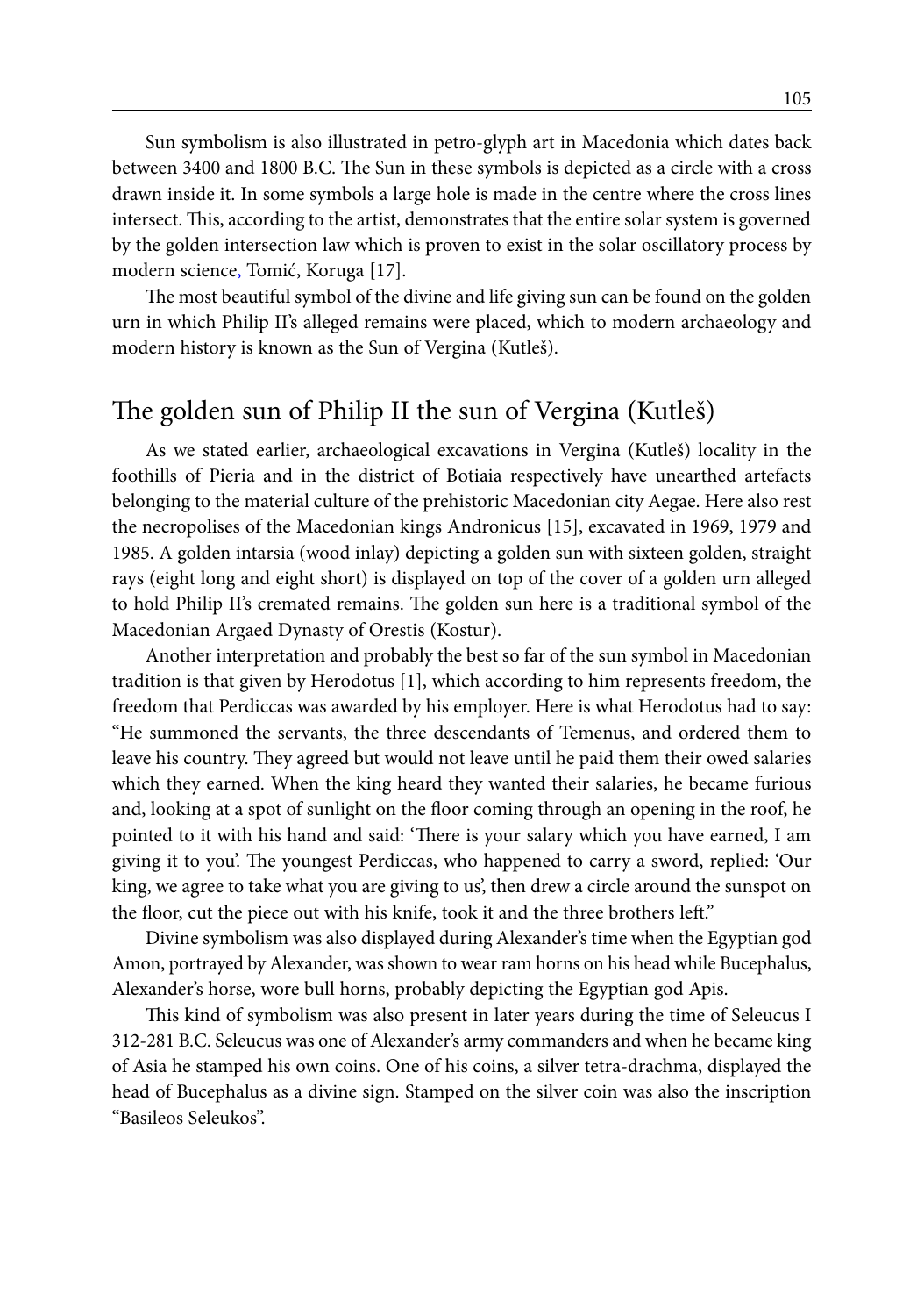Sun symbolism is also illustrated in petro-glyph art in Macedonia which dates back between 3400 and 1800 B.C. The Sun in these symbols is depicted as a circle with a cross drawn inside it. In some symbols a large hole is made in the centre where the cross lines intersect. This, according to the artist, demonstrates that the entire solar system is governed by the golden intersection law which is proven to exist in the solar oscillatory process by modern science, Tomić, Koruga [17].

The most beautiful symbol of the divine and life giving sun can be found on the golden urn in which Philip II's alleged remains were placed, which to modern archaeology and modern history is known as the Sun of Vergina (Kutleš).

## The golden sun of Philip II the sun of Vergina (Kutleš)

As we stated earlier, archaeological excavations in Vergina (Kutleš) locality in the foothills of Pieria and in the district of Botiaia respectively have unearthed artefacts belonging to the material culture of the prehistoric Macedonian city Aegae. Here also rest the necropolises of the Macedonian kings Andronicus [15], excavated in 1969, 1979 and 1985. A golden intarsia (wood inlay) depicting a golden sun with sixteen golden, straight rays (eight long and eight short) is displayed on top of the cover of a golden urn alleged to hold Philip II's cremated remains. The golden sun here is a traditional symbol of the Macedonian Argaed Dynasty of Orestis (Kostur).

Another interpretation and probably the best so far of the sun symbol in Macedonian tradition is that given by Herodotus [1], which according to him represents freedom, the freedom that Perdiccas was awarded by his employer. Here is what Herodotus had to say: "He summoned the servants, the three descendants of Temenus, and ordered them to leave his country. They agreed but would not leave until he paid them their owed salaries which they earned. When the king heard they wanted their salaries, he became furious and, looking at a spot of sunlight on the floor coming through an opening in the roof, he pointed to it with his hand and said: 'There is your salary which you have earned, I am giving it to you'. The youngest Perdiccas, who happened to carry a sword, replied: 'Our king, we agree to take what you are giving to us', then drew a circle around the sunspot on the floor, cut the piece out with his knife, took it and the three brothers left."

Divine symbolism was also displayed during Alexander's time when the Egyptian god Amon, portrayed by Alexander, was shown to wear ram horns on his head while Bucephalus, Alexander's horse, wore bull horns, probably depicting the Egyptian god Apis.

This kind of symbolism was also present in later years during the time of Seleucus I 312-281 B.C. Seleucus was one of Alexander's army commanders and when he became king of Asia he stamped his own coins. One of his coins, a silver tetra-drachma, displayed the head of Bucephalus as a divine sign. Stamped on the silver coin was also the inscription "Basileos Seleukos".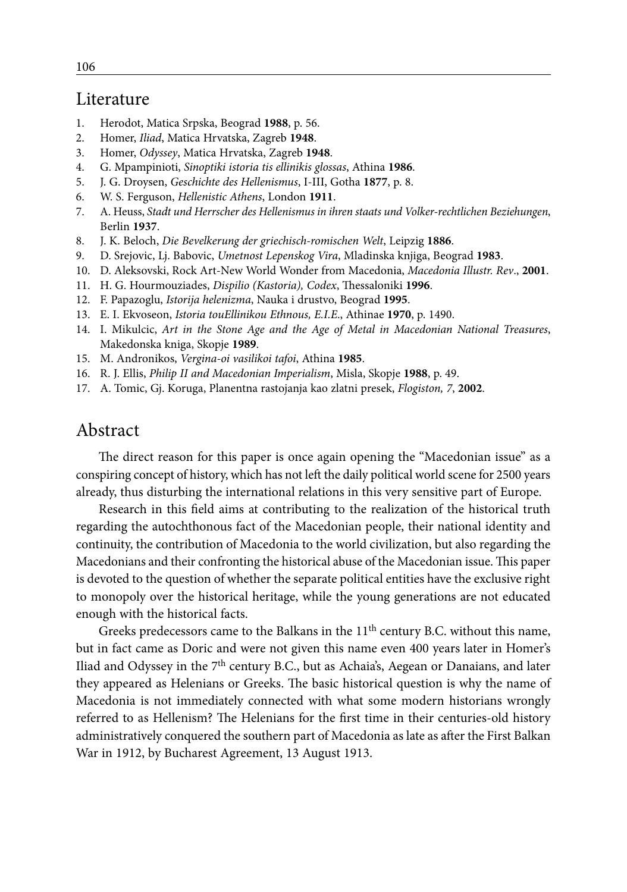## Literature

1. Herodot, Matica Srpska, Beograd **1988**, p. 56.
2. Homer, *Iliad*, Matica Hrvatska, Zagreb **1948**.
3. Homer, *Odyssey*, Matica Hrvatska, Zagreb **1948**.
4. G. Mpampinioti, *Sinoptiki istoria tis ellinikis glossas*, Athina **1986**.
5. J. G. Droysen, *Geschichte des Hellenismus*, I-III, Gotha **1877**, p. 8.
6. W. S. Ferguson, *Hellenistic Athens*, London **1911**.
7. A. Heuss, *Stadt und Herrscher des Hellenismus in ihren staats und Volker-rechtlichen Beziehungen*, Berlin **1937**.
8. J. K. Beloch, *Die Bevelkerung der griechisch-romischen Welt*, Leipzig **1886**.
9. D. Srejovic, Lj. Babovic, *Umetnost Lepenskog Vira*, Mladinska knjiga, Beograd **1983**.
10. D. Aleksovski, Rock Art-New World Wonder from Macedonia, *Macedonia Illustr. Rev*., **2001**.
11. H. G. Hourmouziades, *Dispilio (Kastoria), Codex*, Thessaloniki **1996**.
12. F. Papazoglu, *Istorija helenizma*, Nauka i drustvo, Beograd **1995**.
13. E. I. Ekvoseon, *Istoria touEllinikou Ethnous, E.I.E*., Athinae **1970**, p. 1490.
14. I. Mikulcic, *Art in the Stone Age and the Age of Metal in Macedonian National Treasures*, Makedonska kniga, Skopje **1989**.
15. M. Andronikos, *Vergina-oi vasilikoi tafoi*, Athina **1985**.
16. R. J. Ellis, *Philip II and Macedonian Imperialism*, Misla, Skopje **1988**, p. 49.
17. A. Tomic, Gj. Koruga, Planentna rastojanja kao zlatni presek, *Flogiston, 7*, **2002**.

## Abstract

The direct reason for this paper is once again opening the "Macedonian issue" as a conspiring concept of history, which has not left the daily political world scene for 2500 years already, thus disturbing the international relations in this very sensitive part of Europe.

Research in this field aims at contributing to the realization of the historical truth regarding the autochthonous fact of the Macedonian people, their national identity and continuity, the contribution of Macedonia to the world civilization, but also regarding the Macedonians and their confronting the historical abuse of the Macedonian issue. This paper is devoted to the question of whether the separate political entities have the exclusive right to monopoly over the historical heritage, while the young generations are not educated enough with the historical facts.

Greeks predecessors came to the Balkans in the 11th century B.C. without this name, but in fact came as Doric and were not given this name even 400 years later in Homer's Iliad and Odyssey in the 7th century B.C., but as Achaia's, Aegean or Danaians, and later they appeared as Helenians or Greeks. The basic historical question is why the name of Macedonia is not immediately connected with what some modern historians wrongly referred to as Hellenism? The Helenians for the first time in their centuries-old history administratively conquered the southern part of Macedonia as late as after the First Balkan War in 1912, by Bucharest Agreement, 13 August 1913.